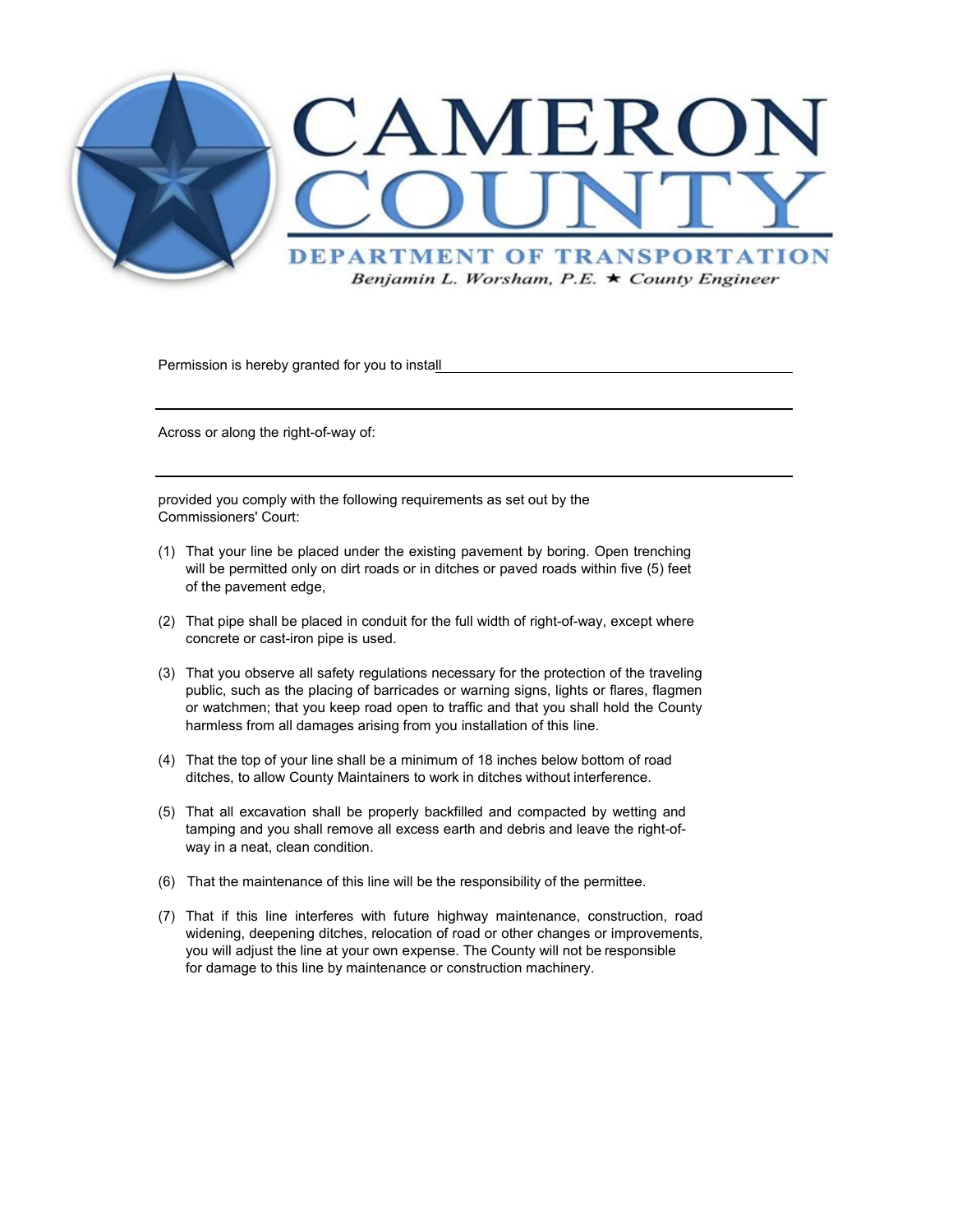# CAMERON COUNTY

## DEPARTMENT OF TRANSPORTATION

*Benjamin L. Worsham, P.E. ★ County Engineer*

Permission is hereby granted for you to install\_\_\_\_\_\_\_\_\_\_\_\_\_\_\_\_\_\_\_\_\_\_\_\_\_\_\_\_\_\_\_\_\_\_\_\_\_\_\_\_

\_\_\_\_\_\_\_\_\_\_\_\_\_\_\_\_\_\_\_\_\_\_\_\_\_\_\_\_\_\_\_\_\_\_\_\_\_\_\_\_\_\_\_\_\_\_\_\_\_\_\_\_\_\_\_\_\_\_\_\_\_\_\_\_\_\_\_\_\_\_\_\_\_\_

Across or along the right-of-way of:

\_\_\_\_\_\_\_\_\_\_\_\_\_\_\_\_\_\_\_\_\_\_\_\_\_\_\_\_\_\_\_\_\_\_\_\_\_\_\_\_\_\_\_\_\_\_\_\_\_\_\_\_\_\_\_\_\_\_\_\_\_\_\_\_\_\_\_\_\_\_\_\_\_\_

provided you comply with the following requirements as set out by the Commissioners' Court:

(1) That your line be placed under the existing pavement by boring. Open trenching will be permitted only on dirt roads or in ditches or paved roads within five (5) feet of the pavement edge,

(2) That pipe shall be placed in conduit for the full width of right-of-way, except where concrete or cast-iron pipe is used.

(3) That you observe all safety regulations necessary for the protection of the traveling public, such as the placing of barricades or warning signs, lights or flares, flagmen or watchmen; that you keep road open to traffic and that you shall hold the County harmless from all damages arising from you installation of this line.

(4) That the top of your line shall be a minimum of 18 inches below bottom of road ditches, to allow County Maintainers to work in ditches without interference.

(5) That all excavation shall be properly backfilled and compacted by wetting and tamping and you shall remove all excess earth and debris and leave the right-of-way in a neat, clean condition.

(6) That the maintenance of this line will be the responsibility of the permittee.

(7) That if this line interferes with future highway maintenance, construction, road widening, deepening ditches, relocation of road or other changes or improvements, you will adjust the line at your own expense. The County will not be responsible for damage to this line by maintenance or construction machinery.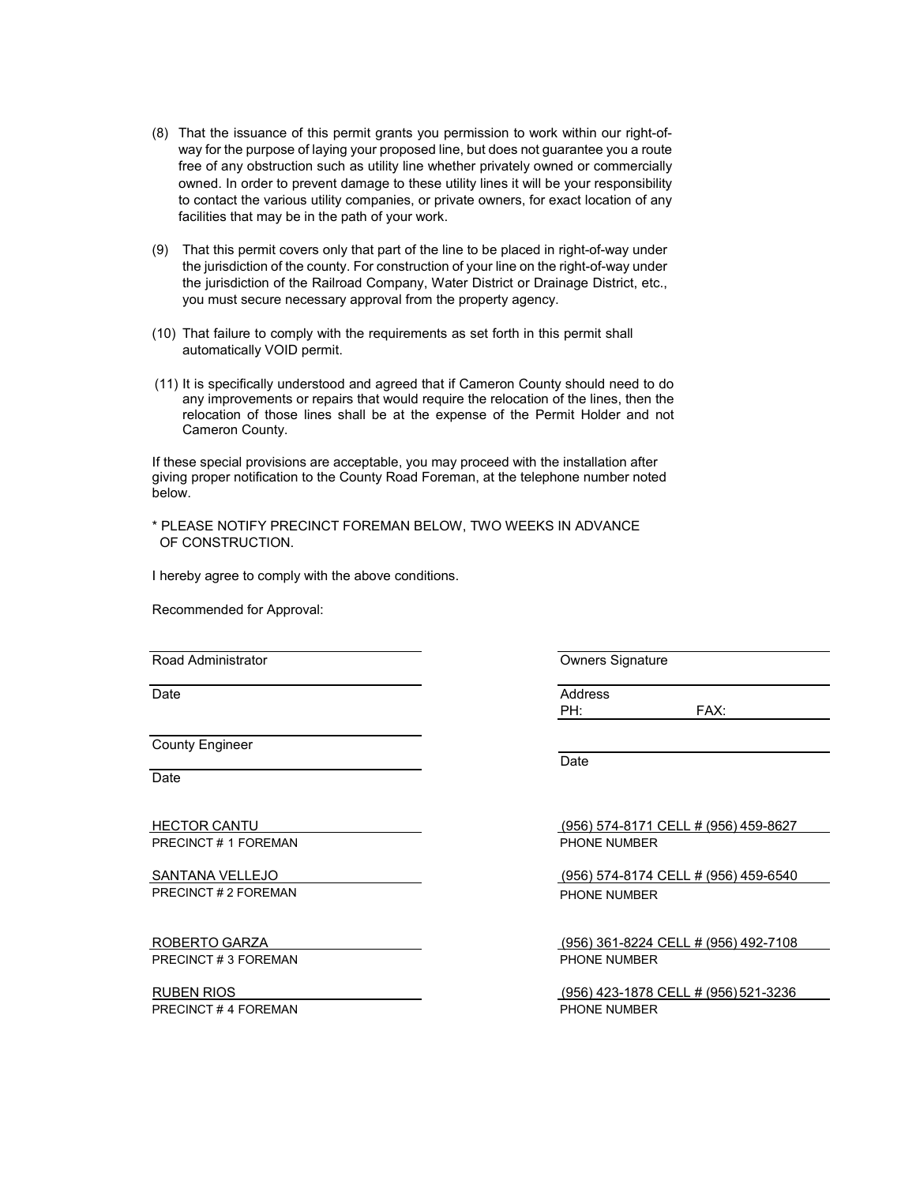(8) That the issuance of this permit grants you permission to work within our right-of-way for the purpose of laying your proposed line, but does not guarantee you a route free of any obstruction such as utility line whether privately owned or commercially owned. In order to prevent damage to these utility lines it will be your responsibility to contact the various utility companies, or private owners, for exact location of any facilities that may be in the path of your work.

(9) That this permit covers only that part of the line to be placed in right-of-way under the jurisdiction of the county. For construction of your line on the right-of-way under the jurisdiction of the Railroad Company, Water District or Drainage District, etc., you must secure necessary approval from the property agency.

(10) That failure to comply with the requirements as set forth in this permit shall automatically VOID permit.

(11) It is specifically understood and agreed that if Cameron County should need to do any improvements or repairs that would require the relocation of the lines, then the relocation of those lines shall be at the expense of the Permit Holder and not Cameron County.

If these special provisions are acceptable, you may proceed with the installation after giving proper notification to the County Road Foreman, at the telephone number noted below.

* PLEASE NOTIFY PRECINCT FOREMAN BELOW, TWO WEEKS IN ADVANCE OF CONSTRUCTION.

I hereby agree to comply with the above conditions.

Recommended for Approval:

| | |
|---|---|
| Road Administrator | Owners Signature |
| Date | Address<br>PH: FAX: |
| County Engineer | |
| Date | Date |

| | |
|---|---|
| HECTOR CANTU<br>PRECINCT # 1 FOREMAN | (956) 574-8171 CELL # (956) 459-8627<br>PHONE NUMBER |
| SANTANA VELLEJO<br>PRECINCT # 2 FOREMAN | (956) 574-8174 CELL # (956) 459-6540<br>PHONE NUMBER |
| ROBERTO GARZA<br>PRECINCT # 3 FOREMAN | (956) 361-8224 CELL # (956) 492-7108<br>PHONE NUMBER |
| RUBEN RIOS<br>PRECINCT # 4 FOREMAN | (956) 423-1878 CELL # (956) 521-3236<br>PHONE NUMBER |